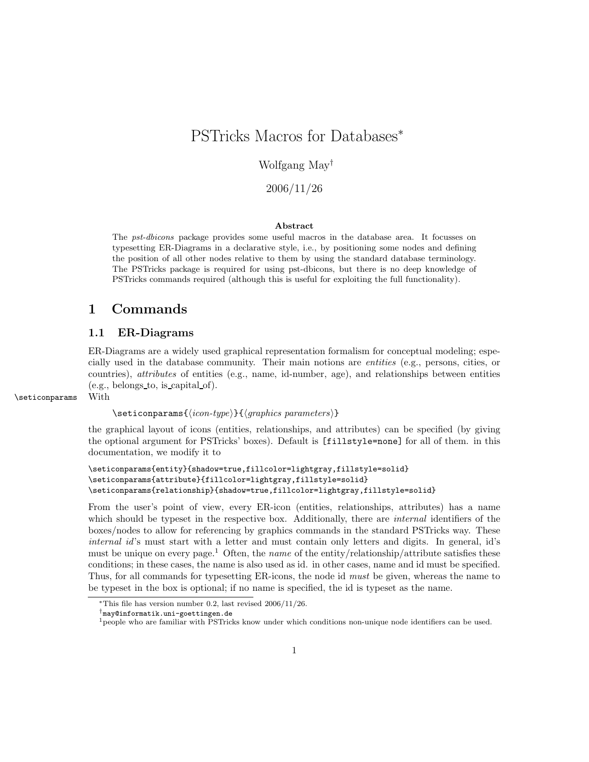# PSTricks Macros for Databases*

Wolfgang May†

2006/11/26

**Abstract**

The *pst-dbicons* package provides some useful macros in the database area. It focusses on typesetting ER-Diagrams in a declarative style, i.e., by positioning some nodes and defining the position of all other nodes relative to them by using the standard database terminology. The PSTricks package is required for using pst-dbicons, but there is no deep knowledge of PSTricks commands required (although this is useful for exploiting the full functionality).

## 1 Commands

### 1.1 ER-Diagrams

ER-Diagrams are a widely used graphical representation formalism for conceptual modeling; especially used in the database community. Their main notions are *entities* (e.g., persons, cities, or countries), *attributes* of entities (e.g., name, id-number, age), and relationships between entities (e.g., belongs_to, is_capital_of).

`\seticonparams` With

`\seticonparams{⟨icon-type⟩}{⟨graphics parameters⟩}`

the graphical layout of icons (entities, relationships, and attributes) can be specified (by giving the optional argument for PSTricks' boxes). Default is `[fillstyle=none]` for all of them. in this documentation, we modify it to

```
\seticonparams{entity}{shadow=true,fillcolor=lightgray,fillstyle=solid}
\seticonparams{attribute}{fillcolor=lightgray,fillstyle=solid}
\seticonparams{relationship}{shadow=true,fillcolor=lightgray,fillstyle=solid}
```

From the user's point of view, every ER-icon (entities, relationships, attributes) has a name which should be typeset in the respective box. Additionally, there are *internal* identifiers of the boxes/nodes to allow for referencing by graphics commands in the standard PSTricks way. These *internal id*'s must start with a letter and must contain only letters and digits. In general, id's must be unique on every page.[1] Often, the *name* of the entity/relationship/attribute satisfies these conditions; in these cases, the name is also used as id. in other cases, name and id must be specified. Thus, for all commands for typesetting ER-icons, the node id *must* be given, whereas the name to be typeset in the box is optional; if no name is specified, the id is typeset as the name.

*This file has version number 0.2, last revised 2006/11/26.

†may@informatik.uni-goettingen.de

[1] people who are familiar with PSTricks know under which conditions non-unique node identifiers can be used.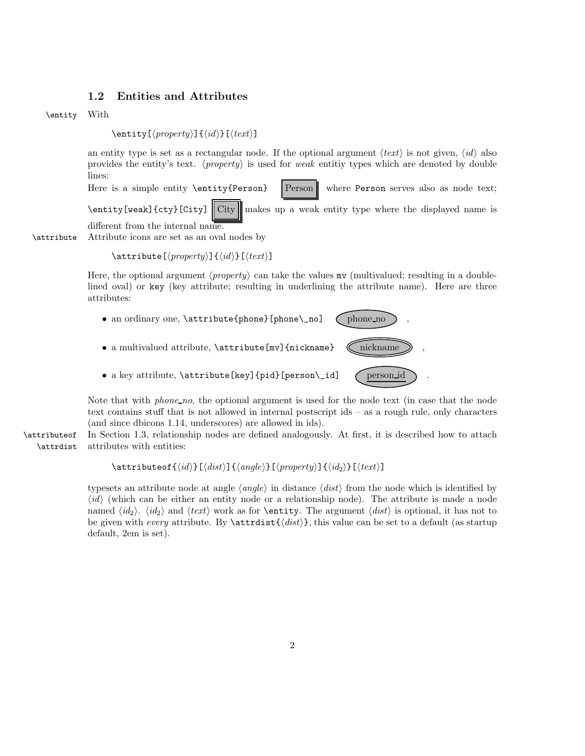## 1.2 Entities and Attributes

`\entity` With

`\entity[⟨property⟩]{⟨id⟩}[⟨text⟩]`

an entity type is set as a rectangular node. If the optional argument ⟨*text*⟩ is not given, ⟨*id*⟩ also provides the entity's text. ⟨*property*⟩ is used for *weak* entitiy types which are denoted by double lines:

Here is a simple entity `\entity{Person}` Person where `Person` serves also as node text; `\entity[weak]{cty}[City]` City makes up a weak entity type where the displayed name is different from the internal name.

`\attribute` Attribute icons are set as an oval nodes by

`\attribute[⟨property⟩]{⟨id⟩}[⟨text⟩]`

Here, the optional argument ⟨*property*⟩ can take the values `mv` (multivalued; resulting in a double-lined oval) or `key` (key attribute; resulting in underlining the attribute name). Here are three attributes:

- an ordinary one, `\attribute{phone}[phone\_no]` phone_no ,
- a multivalued attribute, `\attribute[mv]{nickname}` nickname ,
- a key attribute, `\attribute[key]{pid}[person\_id]` person_id .

Note that with *phone_no*, the optional argument is used for the node text (in case that the node text contains stuff that is not allowed in internal postscript ids – as a rough rule, only characters (and since dbicons 1.14, underscores) are allowed in ids).

`\attributeof` `\attrdist` In Section 1.3, relationship nodes are defined analogously. At first, it is described how to attach attributes with entities:

`\attributeof{⟨id⟩}[⟨dist⟩]{⟨angle⟩}[⟨property⟩]{⟨id2⟩}[⟨text⟩]`

typesets an attribute node at angle ⟨*angle*⟩ in distance ⟨*dist*⟩ from the node which is identified by ⟨*id*⟩ (which can be either an entity node or a relationship node). The attribute is made a node named ⟨$id_2$⟩. ⟨$id_2$⟩ and ⟨*text*⟩ work as for `\entity`. The argument ⟨*dist*⟩ is optional, it has not to be given with *every* attribute. By `\attrdist{⟨dist⟩}`, this value can be set to a default (as startup default, 2em is set).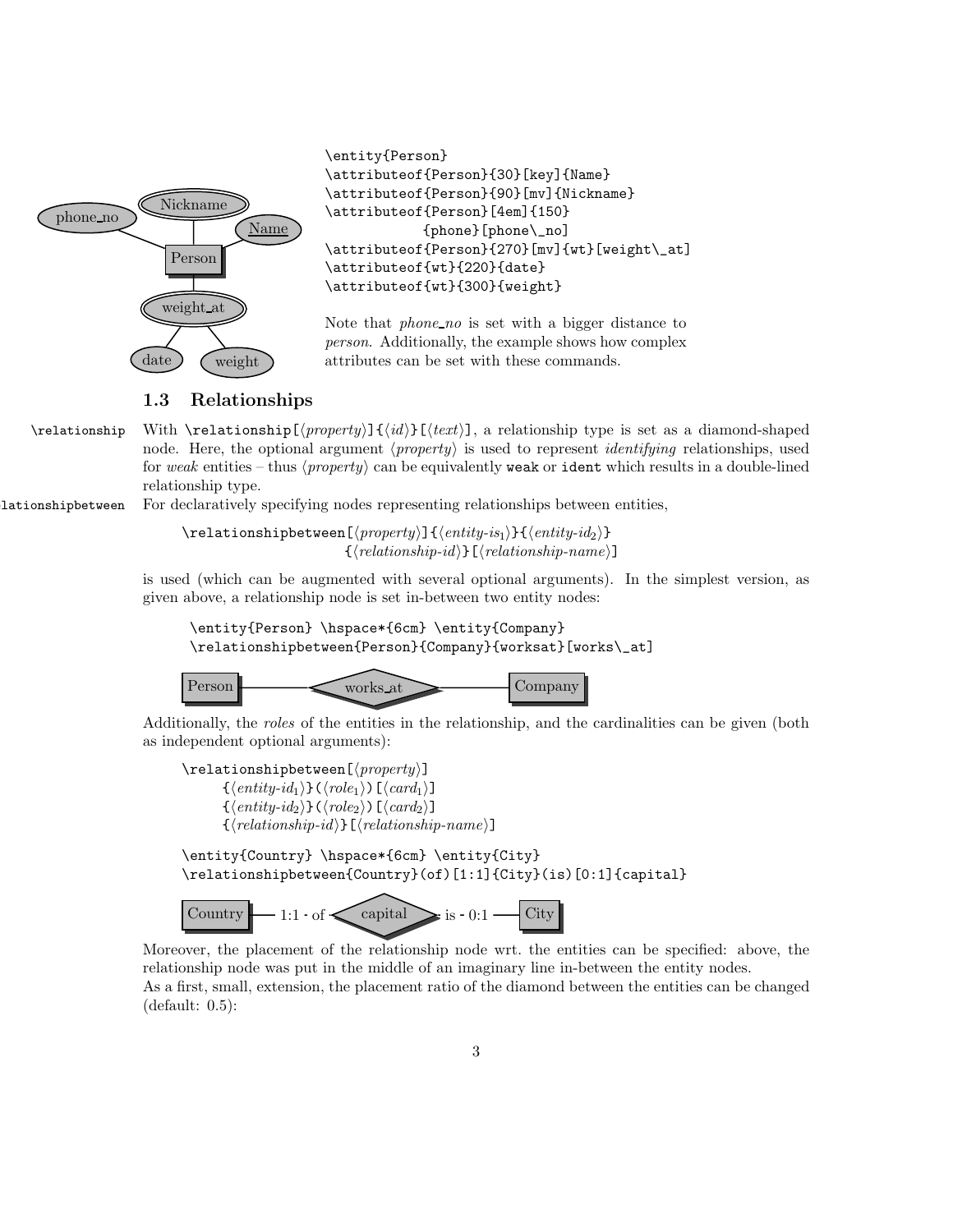```
\entity{Person}
\attributeof{Person}{30}[key]{Name}
\attributeof{Person}{90}[mv]{Nickname}
\attributeof{Person}[4em]{150}
          {phone}[phone\_no]
\attributeof{Person}{270}[mv]{wt}[weight\_at]
\attributeof{wt}{220}{date}
\attributeof{wt}{300}{weight}
```

Note that *phone_no* is set with a bigger distance to *person*. Additionally, the example shows how complex attributes can be set with these commands.

### 1.3 Relationships

\relationship With `\relationship[⟨property⟩]{⟨id⟩}[⟨text⟩]`, a relationship type is set as a diamond-shaped node. Here, the optional argument ⟨*property*⟩ is used to represent *identifying* relationships, used for *weak* entities – thus ⟨*property*⟩ can be equivalently `weak` or `ident` which results in a double-lined relationship type.

\relationshipbetween For declaratively specifying nodes representing relationships between entities,

```
\relationshipbetween[⟨property⟩]{⟨entity-is1⟩}{⟨entity-id2⟩}
                    {⟨relationship-id⟩}[⟨relationship-name⟩]
```

is used (which can be augmented with several optional arguments). In the simplest version, as given above, a relationship node is set in-between two entity nodes:

```
\entity{Person} \hspace*{6cm} \entity{Company}
\relationshipbetween{Person}{Company}{worksat}[works\_at]
```

Additionally, the *roles* of the entities in the relationship, and the cardinalities can be given (both as independent optional arguments):

```
\relationshipbetween[⟨property⟩]
    {⟨entity-id1⟩}(⟨role1⟩)[⟨card1⟩]
    {⟨entity-id2⟩}(⟨role2⟩)[⟨card2⟩]
    {⟨relationship-id⟩}[⟨relationship-name⟩]
```

```
\entity{Country} \hspace*{6cm} \entity{City}
\relationshipbetween{Country}(of)[1:1]{City}(is)[0:1]{capital}
```

Moreover, the placement of the relationship node wrt. the entities can be specified: above, the relationship node was put in the middle of an imaginary line in-between the entity nodes.
As a first, small, extension, the placement ratio of the diamond between the entities can be changed (default: 0.5):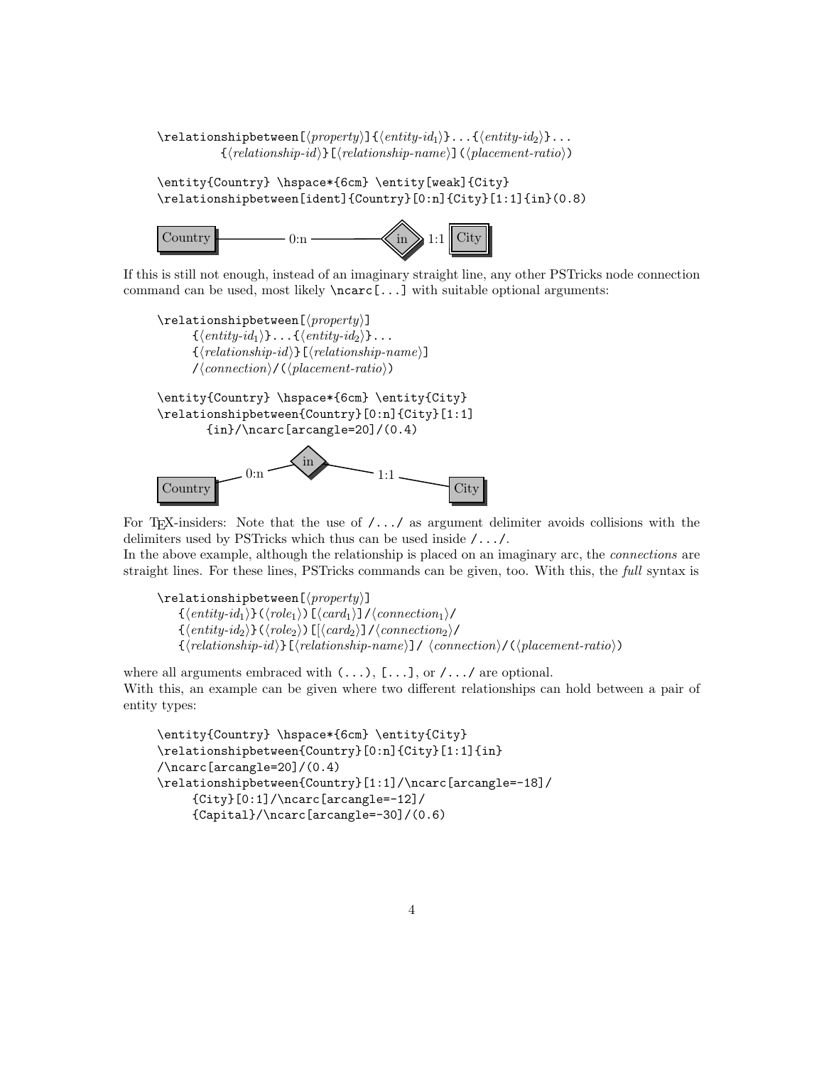```
\relationshipbetween[⟨property⟩]{⟨entity-id1⟩}...{⟨entity-id2⟩}...
        {⟨relationship-id⟩}[⟨relationship-name⟩](⟨placement-ratio⟩)
```

```
\entity{Country} \hspace*{6cm} \entity[weak]{City}
\relationshipbetween[ident]{Country}[0:n]{City}[1:1]{in}(0.8)
```

Country —— 0:n —— in 1:1 City

If this is still not enough, instead of an imaginary straight line, any other PSTricks node connection command can be used, most likely `\ncarc[...]` with suitable optional arguments:

```
\relationshipbetween[⟨property⟩]
    {⟨entity-id1⟩}...{⟨entity-id2⟩}...
    {⟨relationship-id⟩}[⟨relationship-name⟩]
    /⟨connection⟩/(⟨placement-ratio⟩)
```

```
\entity{Country} \hspace*{6cm} \entity{City}
\relationshipbetween{Country}[0:n]{City}[1:1]
      {in}/\ncarc[arcangle=20]/(0.4)
```

Country — 0:n — in — 1:1 — City

For TEX-insiders: Note that the use of `/.../` as argument delimiter avoids collisions with the delimiters used by PSTricks which thus can be used inside `/.../`.
In the above example, although the relationship is placed on an imaginary arc, the *connections* are straight lines. For these lines, PSTricks commands can be given, too. With this, the *full* syntax is

```
\relationshipbetween[⟨property⟩]
   {⟨entity-id1⟩}(⟨role1⟩)[⟨card1⟩]/⟨connection1⟩/
   {⟨entity-id2⟩}(⟨role2⟩)[[⟨card2⟩]/⟨connection2⟩/
   {⟨relationship-id⟩}[⟨relationship-name⟩]/ ⟨connection⟩/(⟨placement-ratio⟩)
```

where all arguments embraced with `(...)`, `[...]`, or `/.../` are optional.
With this, an example can be given where two different relationships can hold between a pair of entity types:

```
\entity{Country} \hspace*{6cm} \entity{City}
\relationshipbetween{Country}[0:n]{City}[1:1]{in}
/\ncarc[arcangle=20]/(0.4)
\relationshipbetween{Country}[1:1]/\ncarc[arcangle=-18]/
    {City}[0:1]/\ncarc[arcangle=-12]/
    {Capital}/\ncarc[arcangle=-30]/(0.6)
```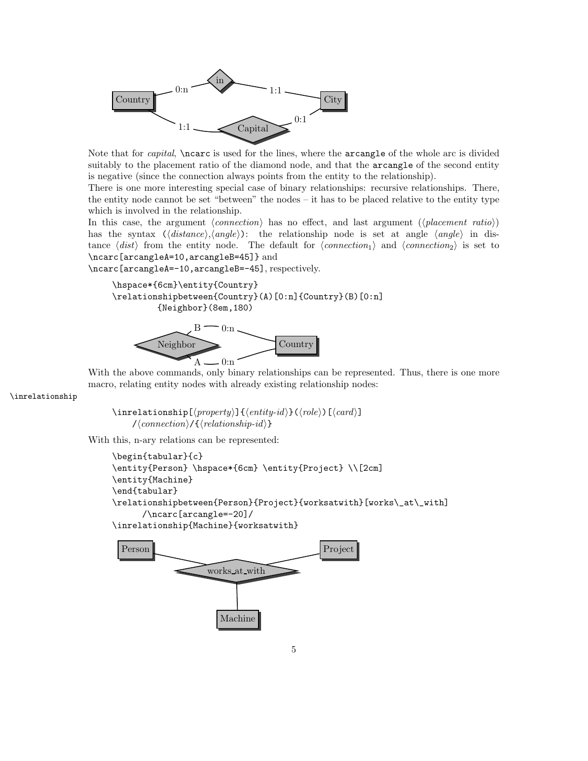Note that for *capital*, `\ncarc` is used for the lines, where the `arcangle` of the whole arc is divided suitably to the placement ratio of the diamond node, and that the `arcangle` of the second entity is negative (since the connection always points from the entity to the relationship).

There is one more interesting special case of binary relationships: recursive relationships. There, the entity node cannot be set "between" the nodes – it has to be placed relative to the entity type which is involved in the relationship.

In this case, the argument ⟨*connection*⟩ has no effect, and last argument (⟨*placement ratio*⟩) has the syntax (⟨*distance*⟩,⟨*angle*⟩): the relationship node is set at angle ⟨*angle*⟩ in distance ⟨*dist*⟩ from the entity node. The default for ⟨$connection_1$⟩ and ⟨$connection_2$⟩ is set to `\ncarc[arcangleA=10,arcangleB=45]` and `\ncarc[arcangleA=-10,arcangleB=-45]`, respectively.

```
\hspace*{6cm}\entity{Country}
\relationshipbetween{Country}(A)[0:n]{Country}(B)[0:n]
        {Neighbor}(8em,180)
```

With the above commands, only binary relationships can be represented. Thus, there is one more macro, relating entity nodes with already existing relationship nodes:

`\inrelationship`

```
\inrelationship[⟨property⟩]{⟨entity-id⟩}(⟨role⟩)[⟨card⟩]
    /⟨connection⟩/{⟨relationship-id⟩}
```

With this, n-ary relations can be represented:

```
\begin{tabular}{c}
\entity{Person} \hspace*{6cm} \entity{Project} \\[2cm]
\entity{Machine}
\end{tabular}
\relationshipbetween{Person}{Project}{worksatwith}[works\_at\_with]
     /\ncarc[arcangle=-20]/
\inrelationship{Machine}{worksatwith}
```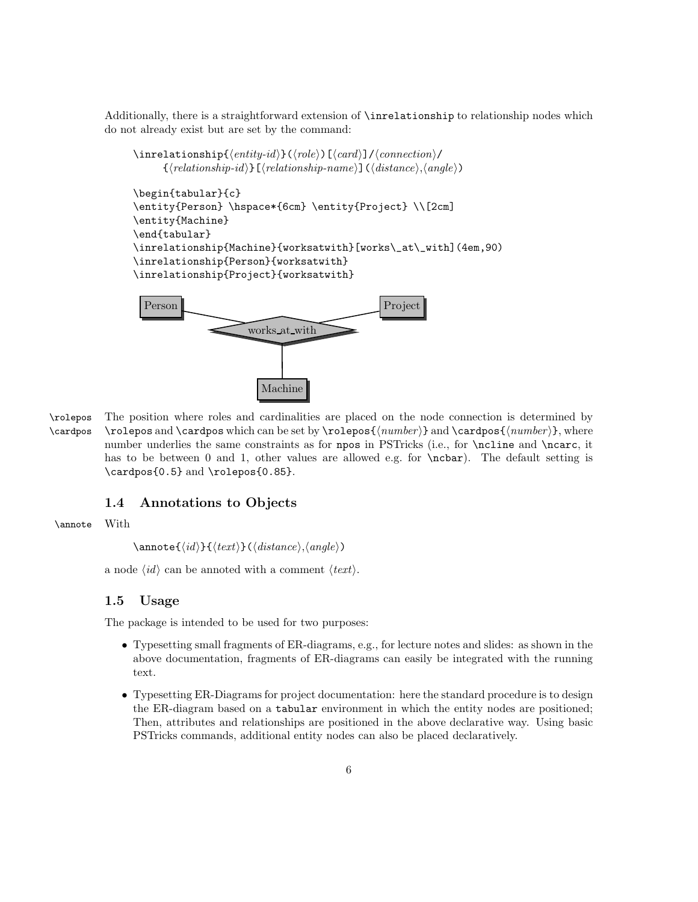Additionally, there is a straightforward extension of `\inrelationship` to relationship nodes which do not already exist but are set by the command:

```
\inrelationship{⟨entity-id⟩}(⟨role⟩)[⟨card⟩]/⟨connection⟩/
     {⟨relationship-id⟩}[⟨relationship-name⟩](⟨distance⟩,⟨angle⟩)
```

```
\begin{tabular}{c}
\entity{Person} \hspace*{6cm} \entity{Project} \\[2cm]
\entity{Machine}
\end{tabular}
\inrelationship{Machine}{worksatwith}[works\_at\_with](4em,90)
\inrelationship{Person}{worksatwith}
\inrelationship{Project}{worksatwith}
```

Person                works_at_with                Project

Machine

`\rolepos` `\cardpos` The position where roles and cardinalities are placed on the node connection is determined by `\rolepos` and `\cardpos` which can be set by `\rolepos{⟨number⟩}` and `\cardpos{⟨number⟩}`, where number underlies the same constraints as for `npos` in PSTricks (i.e., for `\ncline` and `\ncarc`, it has to be between 0 and 1, other values are allowed e.g. for `\ncbar`). The default setting is `\cardpos{0.5}` and `\rolepos{0.85}`.

## 1.4 Annotations to Objects

`\annote` With

```
\annote{⟨id⟩}{⟨text⟩}(⟨distance⟩,⟨angle⟩)
```

a node ⟨*id*⟩ can be annoted with a comment ⟨*text*⟩.

## 1.5 Usage

The package is intended to be used for two purposes:

- Typesetting small fragments of ER-diagrams, e.g., for lecture notes and slides: as shown in the above documentation, fragments of ER-diagrams can easily be integrated with the running text.
- Typesetting ER-Diagrams for project documentation: here the standard procedure is to design the ER-diagram based on a `tabular` environment in which the entity nodes are positioned; Then, attributes and relationships are positioned in the above declarative way. Using basic PSTricks commands, additional entity nodes can also be placed declaratively.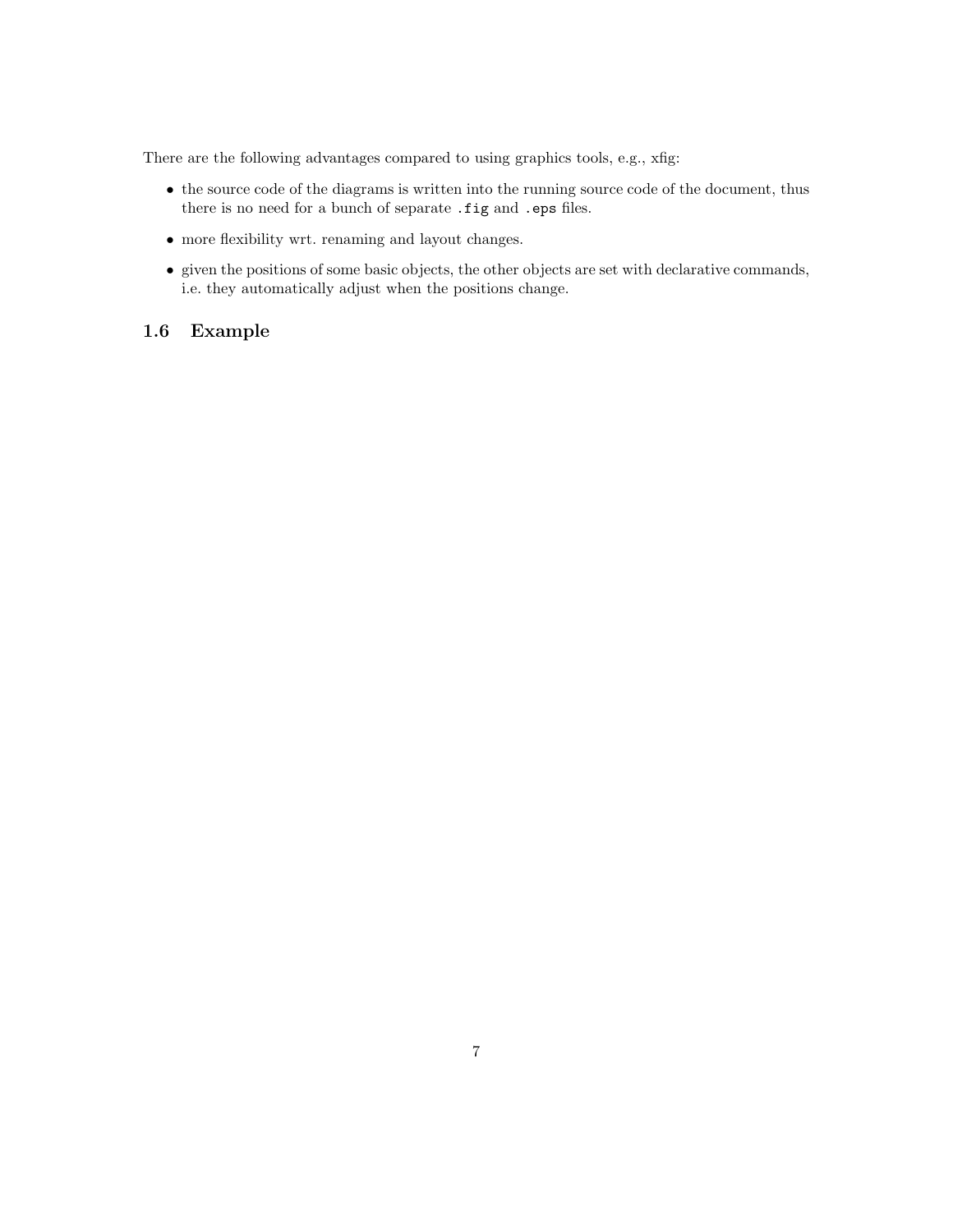There are the following advantages compared to using graphics tools, e.g., xfig:

- the source code of the diagrams is written into the running source code of the document, thus there is no need for a bunch of separate `.fig` and `.eps` files.
- more flexibility wrt. renaming and layout changes.
- given the positions of some basic objects, the other objects are set with declarative commands, i.e. they automatically adjust when the positions change.

### 1.6 Example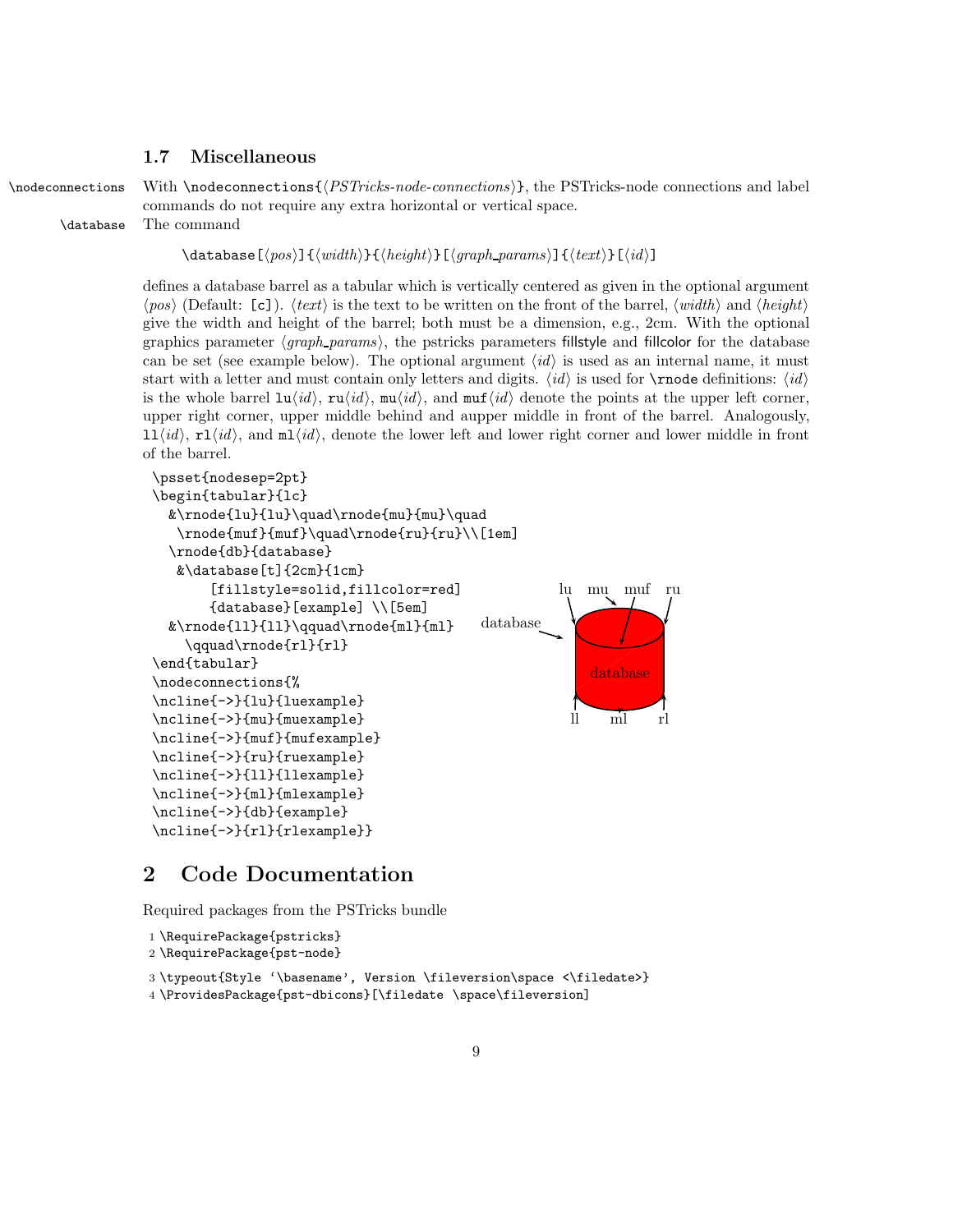### 1.7 Miscellaneous

`\nodeconnections` With `\nodeconnections{`⟨*PSTricks-node-connections*⟩`}`, the PSTricks-node connections and label commands do not require any extra horizontal or vertical space.

`\database` The command

`\database[`⟨*pos*⟩`]{`⟨*width*⟩`}{`⟨*height*⟩`}[`⟨*graph_params*⟩`]{`⟨*text*⟩`}[`⟨*id*⟩`]`

defines a database barrel as a tabular which is vertically centered as given in the optional argument ⟨*pos*⟩ (Default: `[c]`). ⟨*text*⟩ is the text to be written on the front of the barrel, ⟨*width*⟩ and ⟨*height*⟩ give the width and height of the barrel; both must be a dimension, e.g., 2cm. With the optional graphics parameter ⟨*graph_params*⟩, the pstricks parameters fillstyle and fillcolor for the database can be set (see example below). The optional argument ⟨*id*⟩ is used as an internal name, it must start with a letter and must contain only letters and digits. ⟨*id*⟩ is used for `\rnode` definitions: ⟨*id*⟩ is the whole barrel `lu`⟨*id*⟩, `ru`⟨*id*⟩, `mu`⟨*id*⟩, and `muf`⟨*id*⟩ denote the points at the upper left corner, upper right corner, upper middle behind and aupper middle in front of the barrel. Analogously, `ll`⟨*id*⟩, `rl`⟨*id*⟩, and `ml`⟨*id*⟩, denote the lower left and lower right corner and lower middle in front of the barrel.

```
\psset{nodesep=2pt}
\begin{tabular}{lc}
  &\rnode{lu}{lu}\quad\rnode{mu}{mu}\quad
   \rnode{muf}{muf}\quad\rnode{ru}{ru}\\[1em]
  \rnode{db}{database}
   &\database[t]{2cm}{1cm}
        [fillstyle=solid,fillcolor=red]
        {database}[example] \\[5em]
  &\rnode{ll}{ll}\qquad\rnode{ml}{ml}
     \qquad\rnode{rl}{rl}
\end{tabular}
\nodeconnections{%
\ncline{->}{lu}{luexample}
\ncline{->}{mu}{muexample}
\ncline{->}{muf}{mufexample}
\ncline{->}{ru}{ruexample}
\ncline{->}{ll}{llexample}
\ncline{->}{ml}{mlexample}
\ncline{->}{db}{example}
\ncline{->}{rl}{rlexample}}
```

lu mu muf ru

database

database

ll ml rl

## 2 Code Documentation

Required packages from the PSTricks bundle

```
1 \RequirePackage{pstricks}
2 \RequirePackage{pst-node}
3 \typeout{Style `\basename', Version \fileversion\space <\filedate>}
4 \ProvidesPackage{pst-dbicons}[\filedate \space\fileversion]
```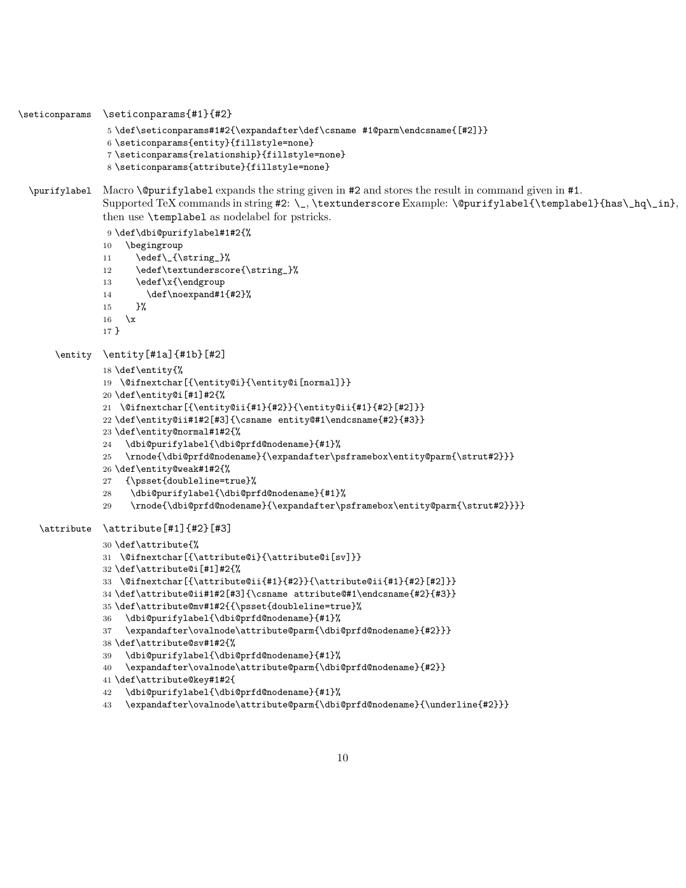\seticonparams `\seticonparams{#1}{#2}`

```
5 \def\seticonparams#1#2{\expandafter\def\csname #1@parm\endcsname{[#2]}}
6 \seticonparams{entity}{fillstyle=none}
7 \seticonparams{relationship}{fillstyle=none}
8 \seticonparams{attribute}{fillstyle=none}
```

\purifylabel Macro `\@purifylabel` expands the string given in `#2` and stores the result in command given in `#1`. Supported TeX commands in string `#2`: `\_`, `\textunderscore` Example: `\@purifylabel{\templabel}{has\_hq\_in}`, then use `\templabel` as nodelabel for pstricks.

```
9 \def\dbi@purifylabel#1#2{%
10   \begingroup
11     \edef\_{\string_}%
12     \edef\textunderscore{\string_}%
13     \edef\x{\endgroup
14       \def\noexpand#1{#2}%
15     }%
16   \x
17 }
```

\entity `\entity[#1a]{#1b}[#2]`

```
18 \def\entity{%
19  \@ifnextchar[{\entity@i}{\entity@i[normal]}}
20 \def\entity@i[#1]#2{%
21  \@ifnextchar[{\entity@ii{#1}{#2}}{\entity@ii{#1}{#2}[#2]}}
22 \def\entity@ii#1#2[#3]{\csname entity@#1\endcsname{#2}{#3}}
23 \def\entity@normal#1#2{%
24   \dbi@purifylabel{\dbi@prfd@nodename}{#1}%
25   \rnode{\dbi@prfd@nodename}{\expandafter\psframebox\entity@parm{\strut#2}}}
26 \def\entity@weak#1#2{%
27   {\psset{doubleline=true}%
28    \dbi@purifylabel{\dbi@prfd@nodename}{#1}%
29    \rnode{\dbi@prfd@nodename}{\expandafter\psframebox\entity@parm{\strut#2}}}}
```

\attribute `\attribute[#1]{#2}[#3]`

```
30 \def\attribute{%
31  \@ifnextchar[{\attribute@i}{\attribute@i[sv]}}
32 \def\attribute@i[#1]#2{%
33  \@ifnextchar[{\attribute@ii{#1}{#2}}{\attribute@ii{#1}{#2}[#2]}}
34 \def\attribute@ii#1#2[#3]{\csname attribute@#1\endcsname{#2}{#3}}
35 \def\attribute@mv#1#2{{\psset{doubleline=true}%
36   \dbi@purifylabel{\dbi@prfd@nodename}{#1}%
37   \expandafter\ovalnode\attribute@parm{\dbi@prfd@nodename}{#2}}}
38 \def\attribute@sv#1#2{%
39   \dbi@purifylabel{\dbi@prfd@nodename}{#1}%
40   \expandafter\ovalnode\attribute@parm{\dbi@prfd@nodename}{#2}}
41 \def\attribute@key#1#2{
42   \dbi@purifylabel{\dbi@prfd@nodename}{#1}%
43   \expandafter\ovalnode\attribute@parm{\dbi@prfd@nodename}{\underline{#2}}}
```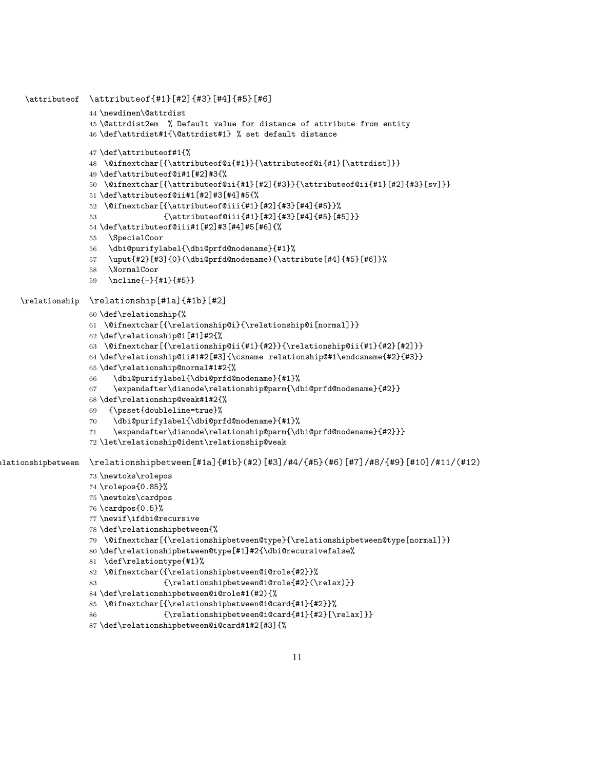\attributeof `\attributeof{#1}[#2]{#3}[#4]{#5}[#6]`

```
44 \newdimen\@attrdist
45 \@attrdist2em  % Default value for distance of attribute from entity
46 \def\attrdist#1{\@attrdist#1} % set default distance
```

```
47 \def\attributeof#1{%
48  \@ifnextchar[{\attributeof@i{#1}}{\attributeof@i{#1}[\attrdist]}}
49 \def\attributeof@i#1[#2]#3{%
50  \@ifnextchar[{\attributeof@ii{#1}[#2]{#3}}{\attributeof@ii{#1}[#2]{#3}[sv]}}
51 \def\attributeof@ii#1[#2]#3[#4]#5{%
52  \@ifnextchar[{\attributeof@iii{#1}[#2]{#3}[#4]{#5}}%
53              {\attributeof@iii{#1}[#2]{#3}[#4]{#5}[#5]}}
54 \def\attributeof@iii#1[#2]#3[#4]#5[#6]{%
55   \SpecialCoor
56   \dbi@purifylabel{\dbi@prfd@nodename}{#1}%
57   \uput{#2}[#3]{0}(\dbi@prfd@nodename){\attribute[#4]{#5}[#6]}%
58   \NormalCoor
59   \ncline{-}{#1}{#5}}
```

\relationship `\relationship[#1a]{#1b}[#2]`

```
60 \def\relationship{%
61  \@ifnextchar[{\relationship@i}{\relationship@i[normal]}}
62 \def\relationship@i[#1]#2{%
63  \@ifnextchar[{\relationship@ii{#1}{#2}}{\relationship@ii{#1}{#2}[#2]}}
64 \def\relationship@ii#1#2[#3]{\csname relationship@#1\endcsname{#2}{#3}}
65 \def\relationship@normal#1#2{%
66    \dbi@purifylabel{\dbi@prfd@nodename}{#1}%
67    \expandafter\dianode\relationship@parm{\dbi@prfd@nodename}{#2}}
68 \def\relationship@weak#1#2{%
69   {\psset{doubleline=true}%
70    \dbi@purifylabel{\dbi@prfd@nodename}{#1}%
71    \expandafter\dianode\relationship@parm{\dbi@prfd@nodename}{#2}}}
72 \let\relationship@ident\relationship@weak
```

\relationshipbetween `\relationshipbetween[#1a]{#1b}(#2)[#3]/#4/{#5}(#6)[#7]/#8/{#9}[#10]/#11/(#12)`

```
73 \newtoks\rolepos
74 \rolepos{0.85}%
75 \newtoks\cardpos
76 \cardpos{0.5}%
77 \newif\ifdbi@recursive
78 \def\relationshipbetween{%
79  \@ifnextchar[{\relationshipbetween@type}{\relationshipbetween@type[normal]}}
80 \def\relationshipbetween@type[#1]#2{\dbi@recursivefalse%
81  \def\relationtype{#1}%
82  \@ifnextchar({\relationshipbetween@i@role{#2}}%
83              {\relationshipbetween@i@role{#2}(\relax)}}
84 \def\relationshipbetween@i@role#1(#2){%
85  \@ifnextchar[{\relationshipbetween@i@card{#1}{#2}}%
86              {\relationshipbetween@i@card{#1}{#2}[\relax]}}
87 \def\relationshipbetween@i@card#1#2[#3]{%
```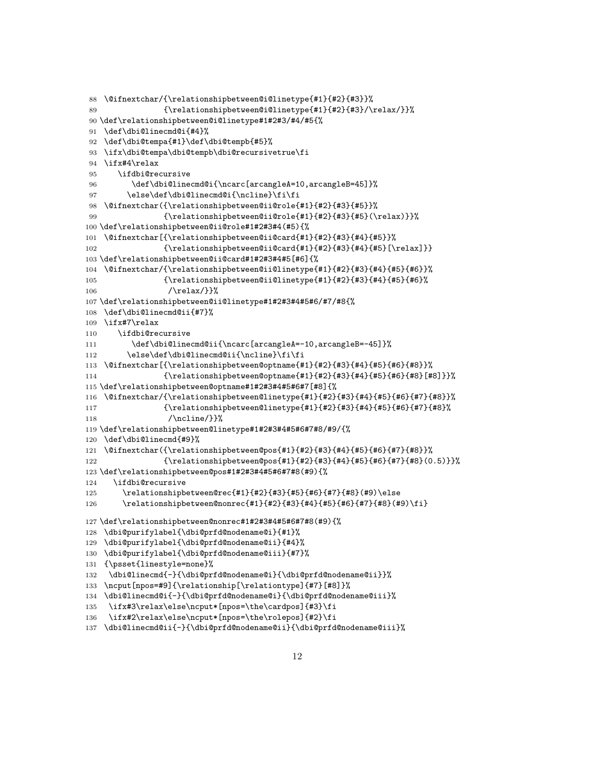```
88 \@ifnextchar/{\relationshipbetween@i@linetype{#1}{#2}{#3}}%
89              {\relationshipbetween@i@linetype{#1}{#2}{#3}/\relax/}}%
90 \def\relationshipbetween@i@linetype#1#2#3/#4/#5{%
91  \def\dbi@linecmd@i{#4}%
92  \def\dbi@tempa{#1}\def\dbi@tempb{#5}%
93  \ifx\dbi@tempa\dbi@tempb\dbi@recursivetrue\fi
94  \ifx#4\relax
95     \ifdbi@recursive
96        \def\dbi@linecmd@i{\ncarc[arcangleA=10,arcangleB=45]}%
97       \else\def\dbi@linecmd@i{\ncline}\fi\fi
98  \@ifnextchar({\relationshipbetween@ii@role{#1}{#2}{#3}{#5}}%
99              {\relationshipbetween@ii@role{#1}{#2}{#3}{#5}(\relax)}}%
100 \def\relationshipbetween@ii@role#1#2#3#4(#5){%
101  \@ifnextchar[{\relationshipbetween@ii@card{#1}{#2}{#3}{#4}{#5}}%
102              {\relationshipbetween@ii@card{#1}{#2}{#3}{#4}{#5}[\relax]}}
103 \def\relationshipbetween@ii@card#1#2#3#4#5[#6]{%
104  \@ifnextchar/{\relationshipbetween@ii@linetype{#1}{#2}{#3}{#4}{#5}{#6}}%
105              {\relationshipbetween@ii@linetype{#1}{#2}{#3}{#4}{#5}{#6}%
106               /\relax/}}%
107 \def\relationshipbetween@ii@linetype#1#2#3#4#5#6/#7/#8{%
108  \def\dbi@linecmd@ii{#7}%
109  \ifx#7\relax
110     \ifdbi@recursive
111        \def\dbi@linecmd@ii{\ncarc[arcangleA=-10,arcangleB=-45]}%
112       \else\def\dbi@linecmd@ii{\ncline}\fi\fi
113  \@ifnextchar[{\relationshipbetween@optname{#1}{#2}{#3}{#4}{#5}{#6}{#8}}%
114              {\relationshipbetween@optname{#1}{#2}{#3}{#4}{#5}{#6}{#8}[#8]}}%
115 \def\relationshipbetween@optname#1#2#3#4#5#6#7[#8]{%
116  \@ifnextchar/{\relationshipbetween@linetype{#1}{#2}{#3}{#4}{#5}{#6}{#7}{#8}}%
117              {\relationshipbetween@linetype{#1}{#2}{#3}{#4}{#5}{#6}{#7}{#8}%
118               /\ncline/}}%
119 \def\relationshipbetween@linetype#1#2#3#4#5#6#7#8/#9/{%
120  \def\dbi@linecmd{#9}%
121  \@ifnextchar({\relationshipbetween@pos{#1}{#2}{#3}{#4}{#5}{#6}{#7}{#8}}%
122              {\relationshipbetween@pos{#1}{#2}{#3}{#4}{#5}{#6}{#7}{#8}(0.5)}}%
123 \def\relationshipbetween@pos#1#2#3#4#5#6#7#8(#9){%
124    \ifdbi@recursive
125      \relationshipbetween@rec{#1}{#2}{#3}{#5}{#6}{#7}{#8}(#9)\else
126      \relationshipbetween@nonrec{#1}{#2}{#3}{#4}{#5}{#6}{#7}{#8}(#9)\fi}

127 \def\relationshipbetween@nonrec#1#2#3#4#5#6#7#8(#9){%
128  \dbi@purifylabel{\dbi@prfd@nodename@i}{#1}%
129  \dbi@purifylabel{\dbi@prfd@nodename@ii}{#4}%
130  \dbi@purifylabel{\dbi@prfd@nodename@iii}{#7}%
131  {\psset{linestyle=none}%
132   \dbi@linecmd{-}{\dbi@prfd@nodename@i}{\dbi@prfd@nodename@ii}}%
133  \ncput[npos=#9]{\relationship[\relationtype]{#7}[#8]}%
134  \dbi@linecmd@i{-}{\dbi@prfd@nodename@i}{\dbi@prfd@nodename@iii}%
135   \ifx#3\relax\else\ncput*[npos=\the\cardpos]{#3}\fi
136   \ifx#2\relax\else\ncput*[npos=\the\rolepos]{#2}\fi
137  \dbi@linecmd@ii{-}{\dbi@prfd@nodename@ii}{\dbi@prfd@nodename@iii}%
```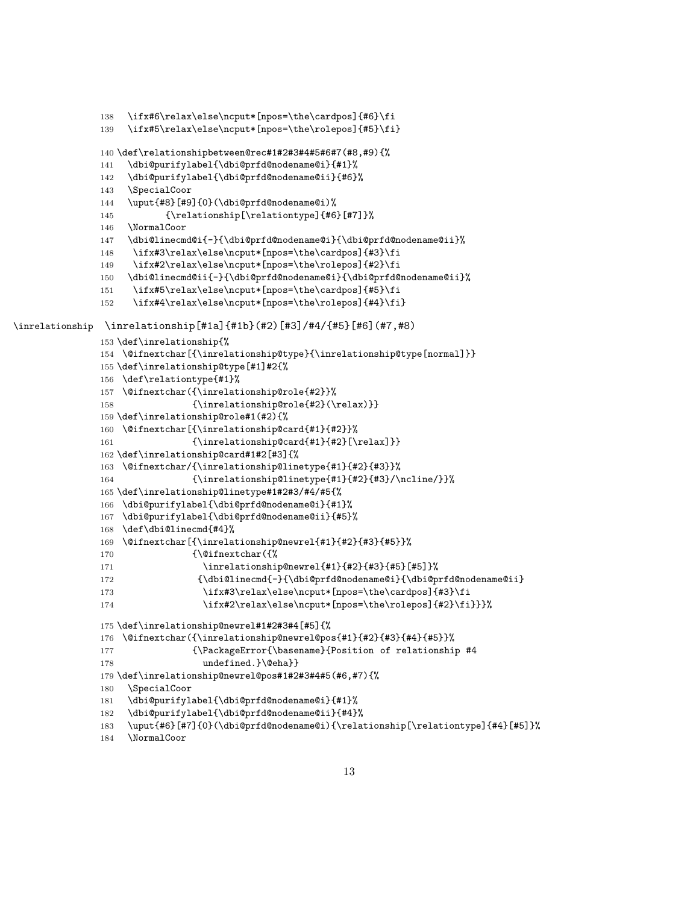```
138   \ifx#6\relax\else\ncput*[npos=\the\cardpos]{#6}\fi
139   \ifx#5\relax\else\ncput*[npos=\the\rolepos]{#5}\fi}
140 \def\relationshipbetween@rec#1#2#3#4#5#6#7(#8,#9){%
141   \dbi@purifylabel{\dbi@prfd@nodename@i}{#1}%
142   \dbi@purifylabel{\dbi@prfd@nodename@ii}{#6}%
143   \SpecialCoor
144   \uput{#8}[#9]{0}(\dbi@prfd@nodename@i)%
145         {\relationship[\relationtype]{#6}[#7]}%
146   \NormalCoor
147   \dbi@linecmd@i{-}{\dbi@prfd@nodename@i}{\dbi@prfd@nodename@ii}%
148    \ifx#3\relax\else\ncput*[npos=\the\cardpos]{#3}\fi
149    \ifx#2\relax\else\ncput*[npos=\the\rolepos]{#2}\fi
150   \dbi@linecmd@ii{-}{\dbi@prfd@nodename@i}{\dbi@prfd@nodename@ii}%
151    \ifx#5\relax\else\ncput*[npos=\the\cardpos]{#5}\fi
152    \ifx#4\relax\else\ncput*[npos=\the\rolepos]{#4}\fi}
```

`\inrelationship` `\inrelationship[#1a]{#1b}(#2)[#3]/#4/{#5}[#6](#7,#8)`

```
153 \def\inrelationship{%
154  \@ifnextchar[{\inrelationship@type}{\inrelationship@type[normal]}}
155 \def\inrelationship@type[#1]#2{%
156  \def\relationtype{#1}%
157  \@ifnextchar({\inrelationship@role{#2}}%
158              {\inrelationship@role{#2}(\relax)}}
159 \def\inrelationship@role#1(#2){%
160  \@ifnextchar[{\inrelationship@card{#1}{#2}}%
161              {\inrelationship@card{#1}{#2}[\relax]}}
162 \def\inrelationship@card#1#2[#3]{%
163  \@ifnextchar/{\inrelationship@linetype{#1}{#2}{#3}}%
164              {\inrelationship@linetype{#1}{#2}{#3}/\ncline/}}%
165 \def\inrelationship@linetype#1#2#3/#4/#5{%
166  \dbi@purifylabel{\dbi@prfd@nodename@i}{#1}%
167  \dbi@purifylabel{\dbi@prfd@nodename@ii}{#5}%
168  \def\dbi@linecmd{#4}%
169  \@ifnextchar[{\inrelationship@newrel{#1}{#2}{#3}{#5}}%
170              {\@ifnextchar({%
171                \inrelationship@newrel{#1}{#2}{#3}{#5}[#5]}%
172               {\dbi@linecmd{-}{\dbi@prfd@nodename@i}{\dbi@prfd@nodename@ii}
173                \ifx#3\relax\else\ncput*[npos=\the\cardpos]{#3}\fi
174                \ifx#2\relax\else\ncput*[npos=\the\rolepos]{#2}\fi}}}%
175 \def\inrelationship@newrel#1#2#3#4[#5]{%
176  \@ifnextchar({\inrelationship@newrel@pos{#1}{#2}{#3}{#4}{#5}}%
177              {\PackageError{\basename}{Position of relationship #4
178                undefined.}\@eha}}
179 \def\inrelationship@newrel@pos#1#2#3#4#5(#6,#7){%
180   \SpecialCoor
181   \dbi@purifylabel{\dbi@prfd@nodename@i}{#1}%
182   \dbi@purifylabel{\dbi@prfd@nodename@ii}{#4}%
183   \uput{#6}[#7]{0}(\dbi@prfd@nodename@i){\relationship[\relationtype]{#4}[#5]}%
184   \NormalCoor
```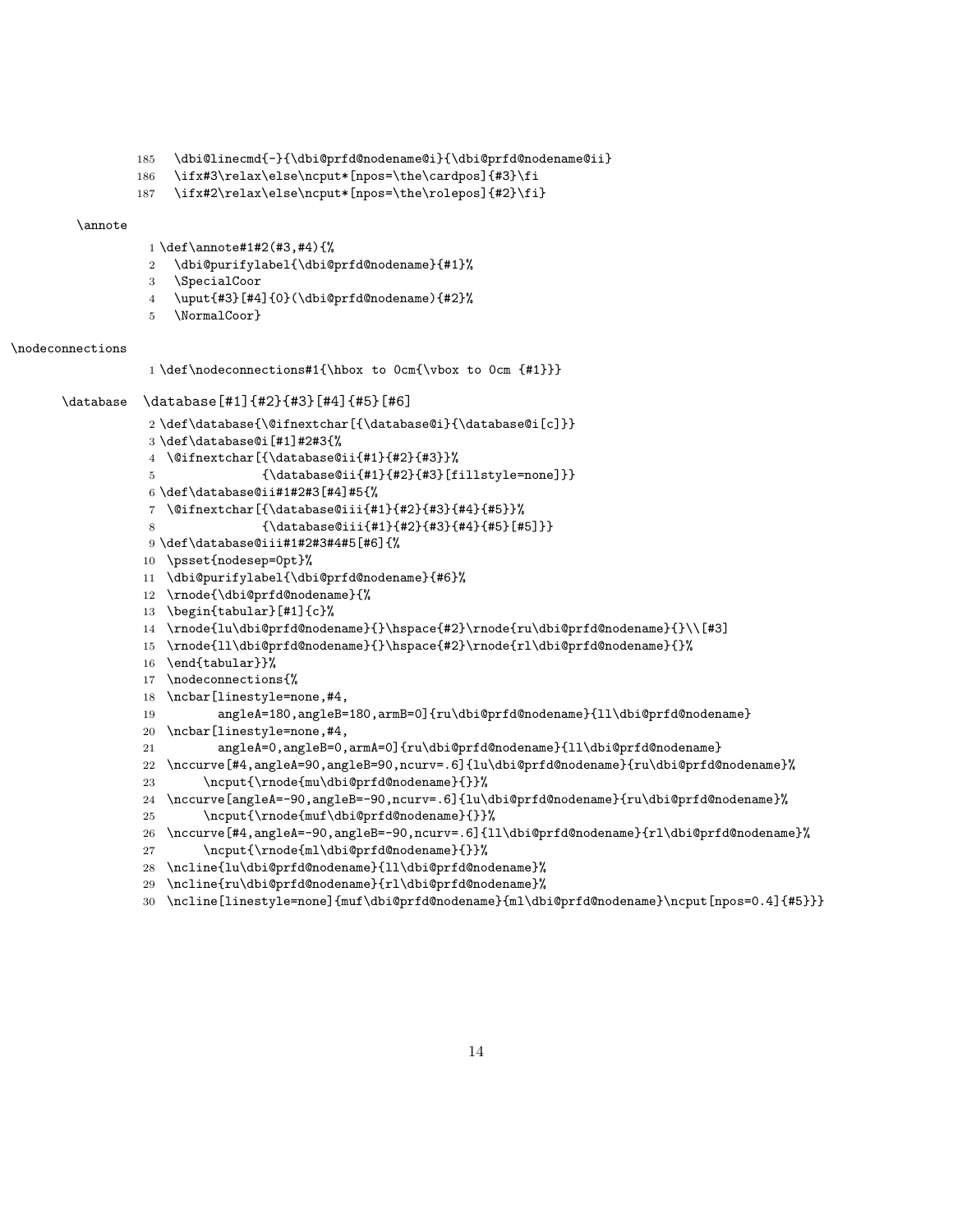```
185   \dbi@linecmd{-}{\dbi@prfd@nodename@i}{\dbi@prfd@nodename@ii}
186   \ifx#3\relax\else\ncput*[npos=\the\cardpos]{#3}\fi
187   \ifx#2\relax\else\ncput*[npos=\the\rolepos]{#2}\fi}
```

\annote

```
1 \def\annote#1#2(#3,#4){%
2   \dbi@purifylabel{\dbi@prfd@nodename}{#1}%
3   \SpecialCoor
4   \uput{#3}[#4]{0}(\dbi@prfd@nodename){#2}%
5   \NormalCoor}
```

\nodeconnections

```
1 \def\nodeconnections#1{\hbox to 0cm{\vbox to 0cm {#1}}}
```

\database `\database[#1]{#2}{#3}[#4]{#5}[#6]`

```
2 \def\database{\@ifnextchar[{\database@i}{\database@i[c]}}
3 \def\database@i[#1]#2#3{%
4  \@ifnextchar[{\database@ii{#1}{#2}{#3}}%
5              {\database@ii{#1}{#2}{#3}[fillstyle=none]}}
6 \def\database@ii#1#2#3[#4]#5{%
7  \@ifnextchar[{\database@iii{#1}{#2}{#3}{#4}{#5}}%
8              {\database@iii{#1}{#2}{#3}{#4}{#5}[#5]}}
9 \def\database@iii#1#2#3#4#5[#6]{%
10  \psset{nodesep=0pt}%
11  \dbi@purifylabel{\dbi@prfd@nodename}{#6}%
12  \rnode{\dbi@prfd@nodename}{%
13  \begin{tabular}[#1]{c}%
14  \rnode{lu\dbi@prfd@nodename}{}\hspace{#2}\rnode{ru\dbi@prfd@nodename}{}\\[#3]
15  \rnode{ll\dbi@prfd@nodename}{}\hspace{#2}\rnode{rl\dbi@prfd@nodename}{}%
16  \end{tabular}}%
17  \nodeconnections{%
18  \ncbar[linestyle=none,#4,
19        angleA=180,angleB=180,armB=0]{ru\dbi@prfd@nodename}{ll\dbi@prfd@nodename}
20  \ncbar[linestyle=none,#4,
21        angleA=0,angleB=0,armA=0]{ru\dbi@prfd@nodename}{ll\dbi@prfd@nodename}
22  \nccurve[#4,angleA=90,angleB=90,ncurv=.6]{lu\dbi@prfd@nodename}{ru\dbi@prfd@nodename}%
23      \ncput{\rnode{mu\dbi@prfd@nodename}{}}%
24  \nccurve[angleA=-90,angleB=-90,ncurv=.6]{lu\dbi@prfd@nodename}{ru\dbi@prfd@nodename}%
25      \ncput{\rnode{muf\dbi@prfd@nodename}{}}%
26  \nccurve[#4,angleA=-90,angleB=-90,ncurv=.6]{ll\dbi@prfd@nodename}{rl\dbi@prfd@nodename}%
27      \ncput{\rnode{ml\dbi@prfd@nodename}{}}%
28  \ncline{lu\dbi@prfd@nodename}{ll\dbi@prfd@nodename}%
29  \ncline{ru\dbi@prfd@nodename}{rl\dbi@prfd@nodename}%
30  \ncline[linestyle=none]{muf\dbi@prfd@nodename}{ml\dbi@prfd@nodename}\ncput[npos=0.4]{#5}}}
```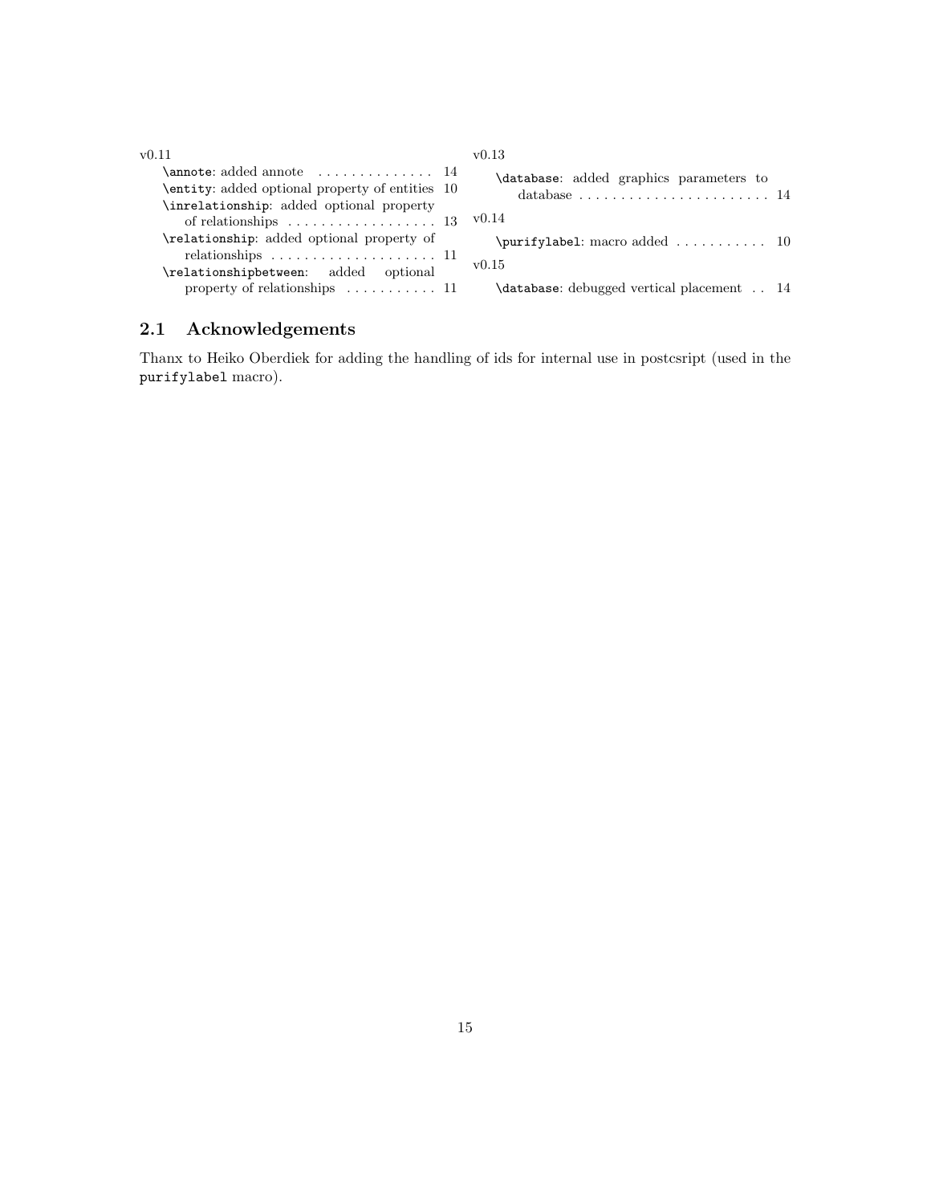v0.11

- `\annote`: added annote . . . . . . . . . . . . . . 14
- `\entity`: added optional property of entities 10
- `\inrelationship`: added optional property of relationships . . . . . . . . . . . . . . . . . . 13
- `\relationship`: added optional property of relationships . . . . . . . . . . . . . . . . . . . . 11
- `\relationshipbetween`: added optional property of relationships . . . . . . . . . . . 11

v0.13

- `\database`: added graphics parameters to database . . . . . . . . . . . . . . . . . . . . . . . 14

v0.14

- `\purifylabel`: macro added . . . . . . . . . . . 10

v0.15

- `\database`: debugged vertical placement . . 14

## 2.1 Acknowledgements

Thanx to Heiko Oberdiek for adding the handling of ids for internal use in postcsript (used in the `purifylabel` macro).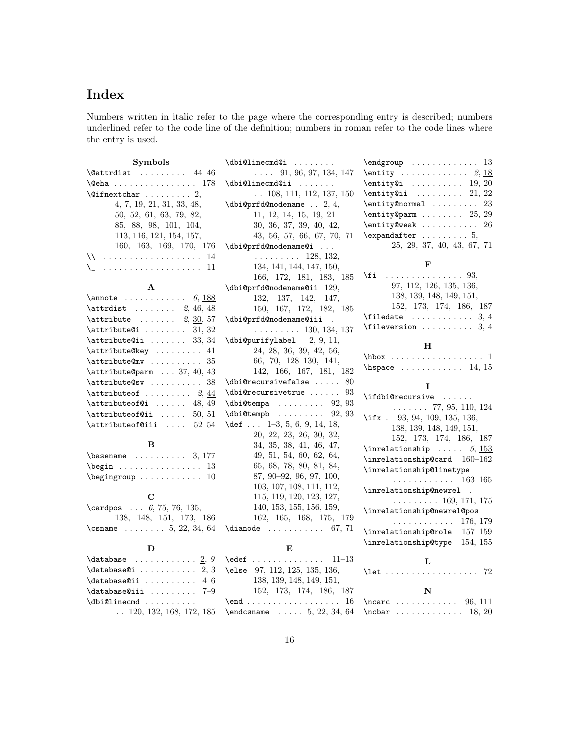# Index

Numbers written in italic refer to the page where the corresponding entry is described; numbers underlined refer to the code line of the definition; numbers in roman refer to the code lines where the entry is used.

**Symbols**

- \@attrdist . . . . . . . . . 44–46
- \@eha . . . . . . . . . . . . . . . . 178
- \@ifnextchar . . . . . . . . . 2, 4, 7, 19, 21, 31, 33, 48, 50, 52, 61, 63, 79, 82, 85, 88, 98, 101, 104, 113, 116, 121, 154, 157, 160, 163, 169, 170, 176
- \\ . . . . . . . . . . . . . . . . . . . 14
- \_ . . . . . . . . . . . . . . . . . . . 11

**A**

- \annote . . . . . . . . . . . *6*, 188
- \attrdist . . . . . . . . *2*, 46, 48
- \attribute . . . . . . . *2*, 30, 57
- \attribute@i . . . . . . . . 31, 32
- \attribute@ii . . . . . . . 33, 34
- \attribute@key . . . . . . . . . 41
- \attribute@mv . . . . . . . . . . 35
- \attribute@parm . . . 37, 40, 43
- \attribute@sv . . . . . . . . . . 38
- \attributeof . . . . . . . . *2*, 44
- \attributeof@i . . . . . . 48, 49
- \attributeof@ii . . . . . 50, 51
- \attributeof@iii . . . . 52–54

**B**

- \basename . . . . . . . . . . 3, 177
- \begin . . . . . . . . . . . . . . . . 13
- \begingroup . . . . . . . . . . . . 10

**C**

- \cardpos . . . *6*, 75, 76, 135, 138, 148, 151, 173, 186
- \csname . . . . . . . . 5, 22, 34, 64

**D**

- \database . . . . . . . . . . . 2, *9*
- \database@i . . . . . . . . . . . 2, 3
- \database@ii . . . . . . . . . . 4–6
- \database@iii . . . . . . . . . 7–9
- \dbi@linecmd . . . . . . . . . . 120, 132, 168, 172, 185
- \dbi@linecmd@i . . . . . . . . 91, 96, 97, 134, 147
- \dbi@linecmd@ii . . . . . . . 108, 111, 112, 137, 150
- \dbi@prfd@nodename . . 2, 4, 11, 12, 14, 15, 19, 21–30, 36, 37, 39, 40, 42, 43, 56, 57, 66, 67, 70, 71
- \dbi@prfd@nodename@i . . . . . . . . . . . . 128, 132, 134, 141, 144, 147, 150, 166, 172, 181, 183, 185
- \dbi@prfd@nodename@ii 129, 132, 137, 142, 147, 150, 167, 172, 182, 185
- \dbi@prfd@nodename@iii . . . . . . . . . . 130, 134, 137
- \dbi@purifylabel 2, 9, 11, 24, 28, 36, 39, 42, 56, 66, 70, 128–130, 141, 142, 166, 167, 181, 182
- \dbi@recursivefalse . . . . . 80
- \dbi@recursivetrue . . . . . . 93
- \dbi@tempa . . . . . . . . . 92, 93
- \dbi@tempb . . . . . . . . . 92, 93
- \def . . . 1–3, 5, 6, 9, 14, 18, 20, 22, 23, 26, 30, 32, 34, 35, 38, 41, 46, 47, 49, 51, 54, 60, 62, 64, 65, 68, 78, 80, 81, 84, 87, 90–92, 96, 97, 100, 103, 107, 108, 111, 112, 115, 119, 120, 123, 127, 140, 153, 155, 156, 159, 162, 165, 168, 175, 179
- \dianode . . . . . . . . . . . 67, 71

**E**

- \edef . . . . . . . . . . . . . . 11–13
- \else 97, 112, 125, 135, 136, 138, 139, 148, 149, 151, 152, 173, 174, 186, 187
- \end . . . . . . . . . . . . . . . . . . 16
- \endcsname . . . . . 5, 22, 34, 64
- \endgroup . . . . . . . . . . . . . 13
- \entity . . . . . . . . . . . . *2*, 18
- \entity@i . . . . . . . . . . 19, 20
- \entity@ii . . . . . . . . . 21, 22
- \entity@normal . . . . . . . . . 23
- \entity@parm . . . . . . . . 25, 29
- \entity@weak . . . . . . . . . . . 26
- \expandafter . . . . . . . . . 5, 25, 29, 37, 40, 43, 67, 71

**F**

- \fi . . . . . . . . . . . . . . . 93, 97, 112, 126, 135, 136, 138, 139, 148, 149, 151, 152, 173, 174, 186, 187
- \filedate . . . . . . . . . . . . 3, 4
- \fileversion . . . . . . . . . . 3, 4

**H**

- \hbox . . . . . . . . . . . . . . . . . . 1
- \hspace . . . . . . . . . . . . 14, 15

**I**

- \ifdbi@recursive . . . . . . . . . . . 77, 95, 110, 124
- \ifx . 93, 94, 109, 135, 136, 138, 139, 148, 149, 151, 152, 173, 174, 186, 187
- \inrelationship . . . . . *5*, 153
- \inrelationship@card 160–162
- \inrelationship@linetype . . . . . . . . . . . 163–165
- \inrelationship@newrel . . . . . . . . . . 169, 171, 175
- \inrelationship@newrel@pos . . . . . . . . . . . 176, 179
- \inrelationship@role 157–159
- \inrelationship@type 154, 155

**L**

- \let . . . . . . . . . . . . . . . . . . 72

**N**

- \ncarc . . . . . . . . . . . . 96, 111
- \ncbar . . . . . . . . . . . . 18, 20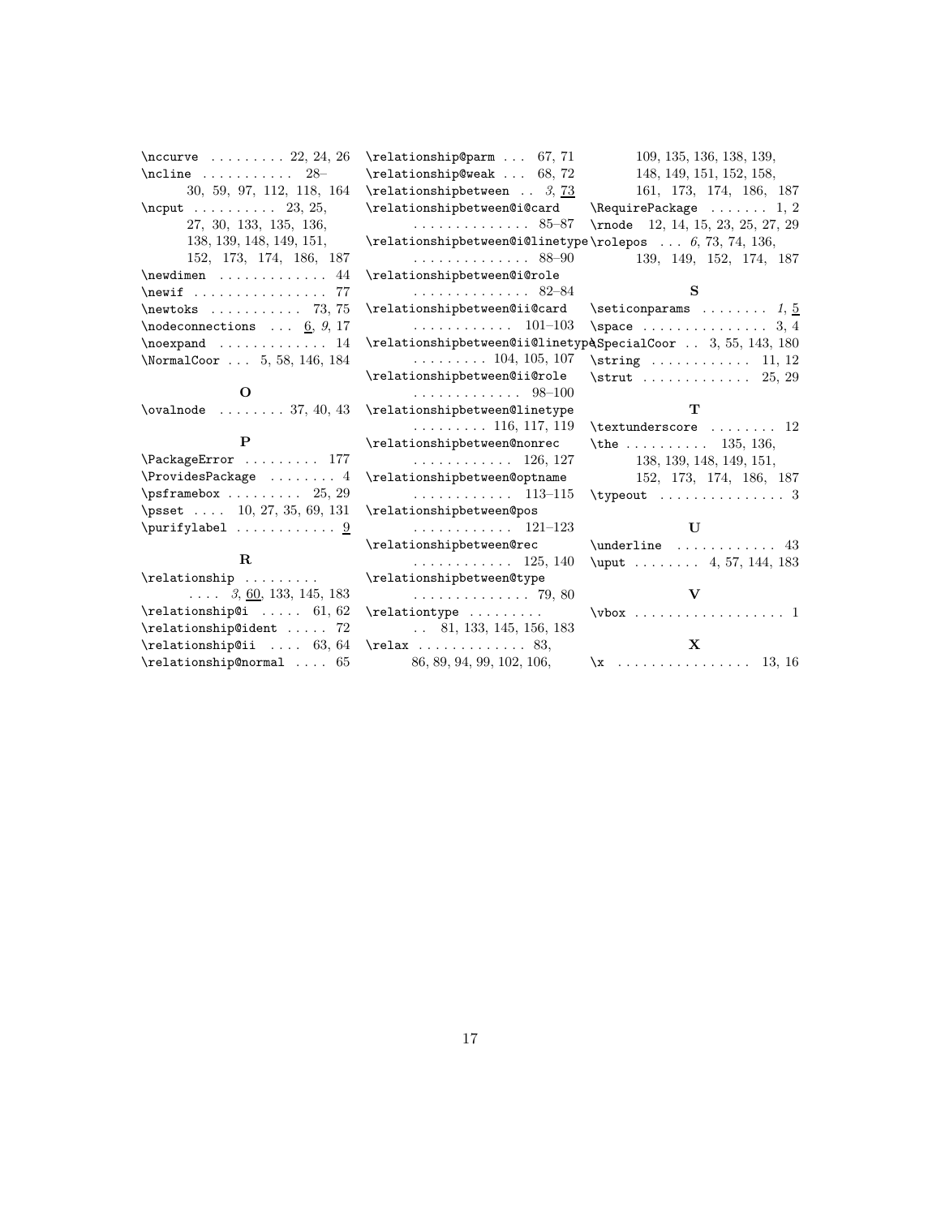\nccurve . . . . . . . . . 22, 24, 26
\ncline . . . . . . . . . . . 28–30, 59, 97, 112, 118, 164
\ncput . . . . . . . . . . 23, 25, 27, 30, 133, 135, 136, 138, 139, 148, 149, 151, 152, 173, 174, 186, 187
\newdimen . . . . . . . . . . . . 44
\newif . . . . . . . . . . . . . . . . 77
\newtoks . . . . . . . . . . . 73, 75
\nodeconnections . . . 6, 9, 17
\noexpand . . . . . . . . . . . . 14
\NormalCoor . . . 5, 58, 146, 184

**O**

\ovalnode . . . . . . . . 37, 40, 43

**P**

\PackageError . . . . . . . . . 177
\ProvidesPackage . . . . . . . . 4
\psframebox . . . . . . . . . 25, 29
\psset . . . . 10, 27, 35, 69, 131
\purifylabel . . . . . . . . . . . . 9

**R**

\relationship . . . . . . . . . . . . 3, 60, 133, 145, 183
\relationship@i . . . . . 61, 62
\relationship@ident . . . . . 72
\relationship@ii . . . . 63, 64
\relationship@normal . . . . 65
\relationship@parm . . . 67, 71
\relationship@weak . . . 68, 72
\relationshipbetween . . 3, 73
\relationshipbetween@i@card . . . . . . . . . . . . . . 85–87
\relationshipbetween@i@linetype . . . . . . . . . . . . . . 88–90
\relationshipbetween@i@role . . . . . . . . . . . . . . 82–84
\relationshipbetween@ii@card . . . . . . . . . . . . 101–103
\relationshipbetween@ii@linetype . . . . . . . . . 104, 105, 107
\relationshipbetween@ii@role . . . . . . . . . . . . 98–100
\relationshipbetween@linetype . . . . . . . . . 116, 117, 119
\relationshipbetween@nonrec . . . . . . . . . . . . 126, 127
\relationshipbetween@optname . . . . . . . . . . . . 113–115
\relationshipbetween@pos . . . . . . . . . . . . 121–123
\relationshipbetween@rec . . . . . . . . . . . . 125, 140
\relationshipbetween@type . . . . . . . . . . . . . . 79, 80
\relationtype . . . . . . . . . . . 81, 133, 145, 156, 183
\relax . . . . . . . . . . . . . 83, 86, 89, 94, 99, 102, 106, 109, 135, 136, 138, 139, 148, 149, 151, 152, 158, 161, 173, 174, 186, 187
\RequirePackage . . . . . . . 1, 2
\rnode 12, 14, 15, 23, 25, 27, 29
\rolepos . . . 6, 73, 74, 136, 139, 149, 152, 174, 187

**S**

\seticonparams . . . . . . . . 1, 5
\space . . . . . . . . . . . . . . . 3, 4
\SpecialCoor . . 3, 55, 143, 180
\string . . . . . . . . . . . . 11, 12
\strut . . . . . . . . . . . . . 25, 29

**T**

\textunderscore . . . . . . . . 12
\the . . . . . . . . . . 135, 136, 138, 139, 148, 149, 151, 152, 173, 174, 186, 187
\typeout . . . . . . . . . . . . . . . 3

**U**

\underline . . . . . . . . . . . . 43
\uput . . . . . . . . 4, 57, 144, 183

**V**

\vbox . . . . . . . . . . . . . . . . . . 1

**X**

\x . . . . . . . . . . . . . . . . 13, 16